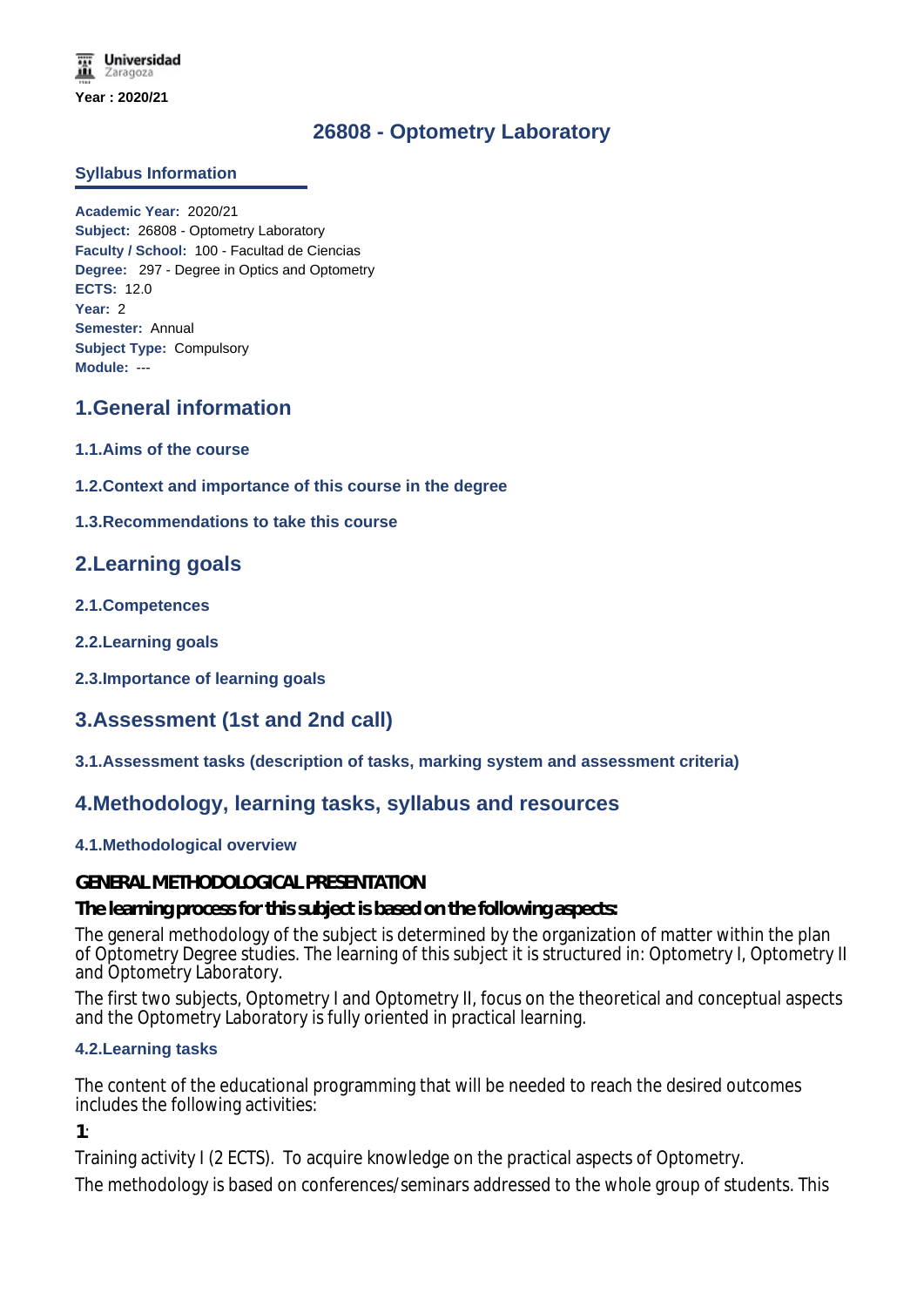Year : 2020/21

# 26808 - Optometry Laboratory

## Syllabus Information

**Academic Year:** 2020/21
**Subject:** 26808 - Optometry Laboratory
**Faculty / School:** 100 - Facultad de Ciencias
**Degree:** 297 - Degree in Optics and Optometry
**ECTS:** 12.0
**Year:** 2
**Semester:** Annual
**Subject Type:** Compulsory
**Module:** ---

## 1.General information

### 1.1.Aims of the course

### 1.2.Context and importance of this course in the degree

### 1.3.Recommendations to take this course

## 2.Learning goals

### 2.1.Competences

### 2.2.Learning goals

### 2.3.Importance of learning goals

## 3.Assessment (1st and 2nd call)

### 3.1.Assessment tasks (description of tasks, marking system and assessment criteria)

## 4.Methodology, learning tasks, syllabus and resources

### 4.1.Methodological overview

**GENERAL METHODOLOGICAL PRESENTATION**

**The learning process for this subject is based on the following aspects:**

The general methodology of the subject is determined by the organization of matter within the plan of Optometry Degree studies. The learning of this subject it is structured in: Optometry I, Optometry II and Optometry Laboratory.

The first two subjects, Optometry I and Optometry II, focus on the theoretical and conceptual aspects and the Optometry Laboratory is fully oriented in practical learning.

### 4.2.Learning tasks

The content of the educational programming that will be needed to reach the desired outcomes includes the following activities:

**1**:

Training activity I (2 ECTS). To acquire knowledge on the practical aspects of Optometry.

The methodology is based on conferences/seminars addressed to the whole group of students. This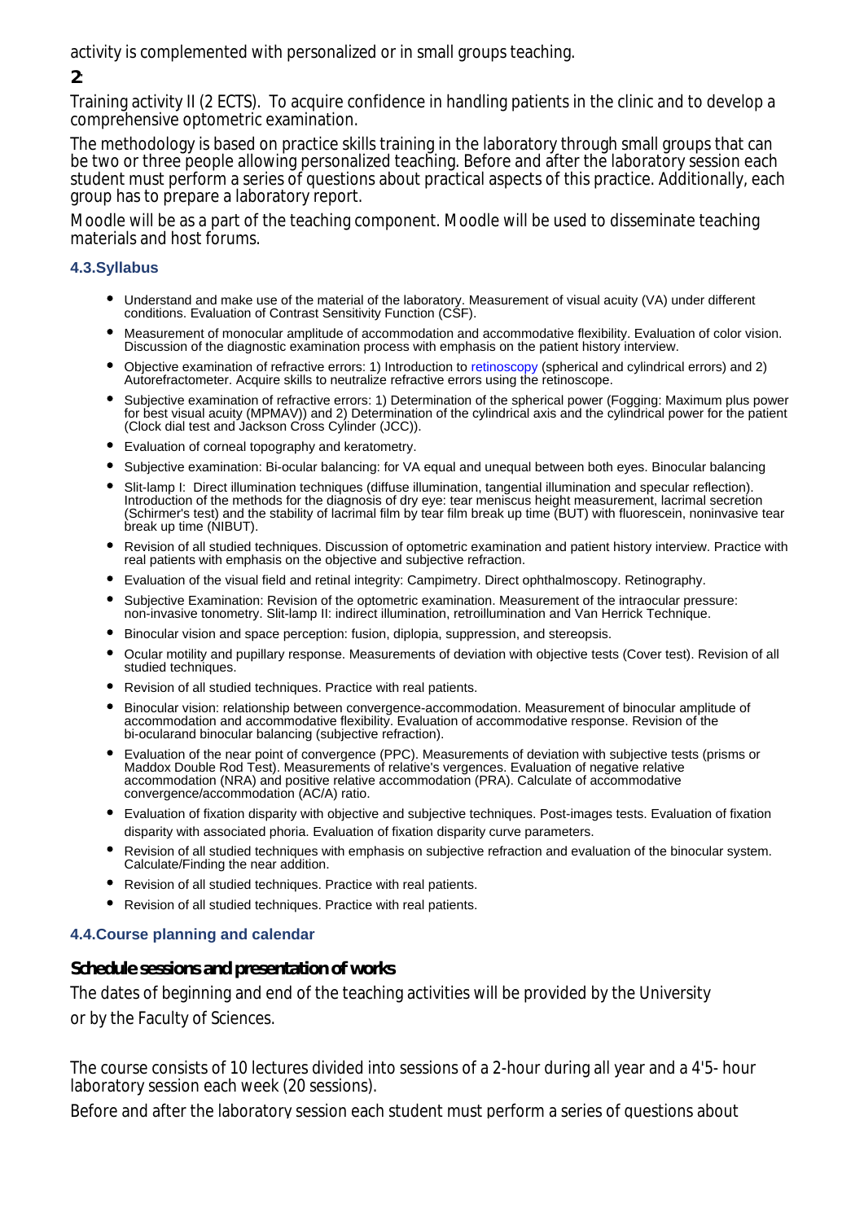activity is complemented with personalized or in small groups teaching.

**2:**

Training activity II (2 ECTS). To acquire confidence in handling patients in the clinic and to develop a comprehensive optometric examination.

The methodology is based on practice skills training in the laboratory through small groups that can be two or three people allowing personalized teaching. Before and after the laboratory session each student must perform a series of questions about practical aspects of this practice. Additionally, each group has to prepare a laboratory report.

Moodle will be as a part of the teaching component. Moodle will be used to disseminate teaching materials and host forums.

### 4.3.Syllabus

- Understand and make use of the material of the laboratory. Measurement of visual acuity (VA) under different conditions. Evaluation of Contrast Sensitivity Function (CSF).
- Measurement of monocular amplitude of accommodation and accommodative flexibility. Evaluation of color vision. Discussion of the diagnostic examination process with emphasis on the patient history interview.
- Objective examination of refractive errors: 1) Introduction to retinoscopy (spherical and cylindrical errors) and 2) Autorefractometer. Acquire skills to neutralize refractive errors using the retinoscope.
- Subjective examination of refractive errors: 1) Determination of the spherical power (Fogging: Maximum plus power for best visual acuity (MPMAV)) and 2) Determination of the cylindrical axis and the cylindrical power for the patient (Clock dial test and Jackson Cross Cylinder (JCC)).
- Evaluation of corneal topography and keratometry.
- Subjective examination: Bi-ocular balancing: for VA equal and unequal between both eyes. Binocular balancing
- Slit-lamp I: Direct illumination techniques (diffuse illumination, tangential illumination and specular reflection). Introduction of the methods for the diagnosis of dry eye: tear meniscus height measurement, lacrimal secretion (Schirmer's test) and the stability of lacrimal film by tear film break up time (BUT) with fluorescein, noninvasive tear break up time (NIBUT).
- Revision of all studied techniques. Discussion of optometric examination and patient history interview. Practice with real patients with emphasis on the objective and subjective refraction.
- Evaluation of the visual field and retinal integrity: Campimetry. Direct ophthalmoscopy. Retinography.
- Subjective Examination: Revision of the optometric examination. Measurement of the intraocular pressure: non-invasive tonometry. Slit-lamp II: indirect illumination, retroillumination and Van Herrick Technique.
- Binocular vision and space perception: fusion, diplopia, suppression, and stereopsis.
- Ocular motility and pupillary response. Measurements of deviation with objective tests (Cover test). Revision of all studied techniques.
- Revision of all studied techniques. Practice with real patients.
- Binocular vision: relationship between convergence-accommodation. Measurement of binocular amplitude of accommodation and accommodative flexibility. Evaluation of accommodative response. Revision of the bi-ocularand binocular balancing (subjective refraction).
- Evaluation of the near point of convergence (PPC). Measurements of deviation with subjective tests (prisms or Maddox Double Rod Test). Measurements of relative's vergences. Evaluation of negative relative accommodation (NRA) and positive relative accommodation (PRA). Calculate of accommodative convergence/accommodation (AC/A) ratio.
- Evaluation of fixation disparity with objective and subjective techniques. Post-images tests. Evaluation of fixation disparity with associated phoria. Evaluation of fixation disparity curve parameters.
- Revision of all studied techniques with emphasis on subjective refraction and evaluation of the binocular system. Calculate/Finding the near addition.
- Revision of all studied techniques. Practice with real patients.
- Revision of all studied techniques. Practice with real patients.

### 4.4.Course planning and calendar

**Schedule sessions and presentation of works**

The dates of beginning and end of the teaching activities will be provided by the University or by the Faculty of Sciences.

The course consists of 10 lectures divided into sessions of a 2-hour during all year and a 4'5- hour laboratory session each week (20 sessions).

Before and after the laboratory session each student must perform a series of questions about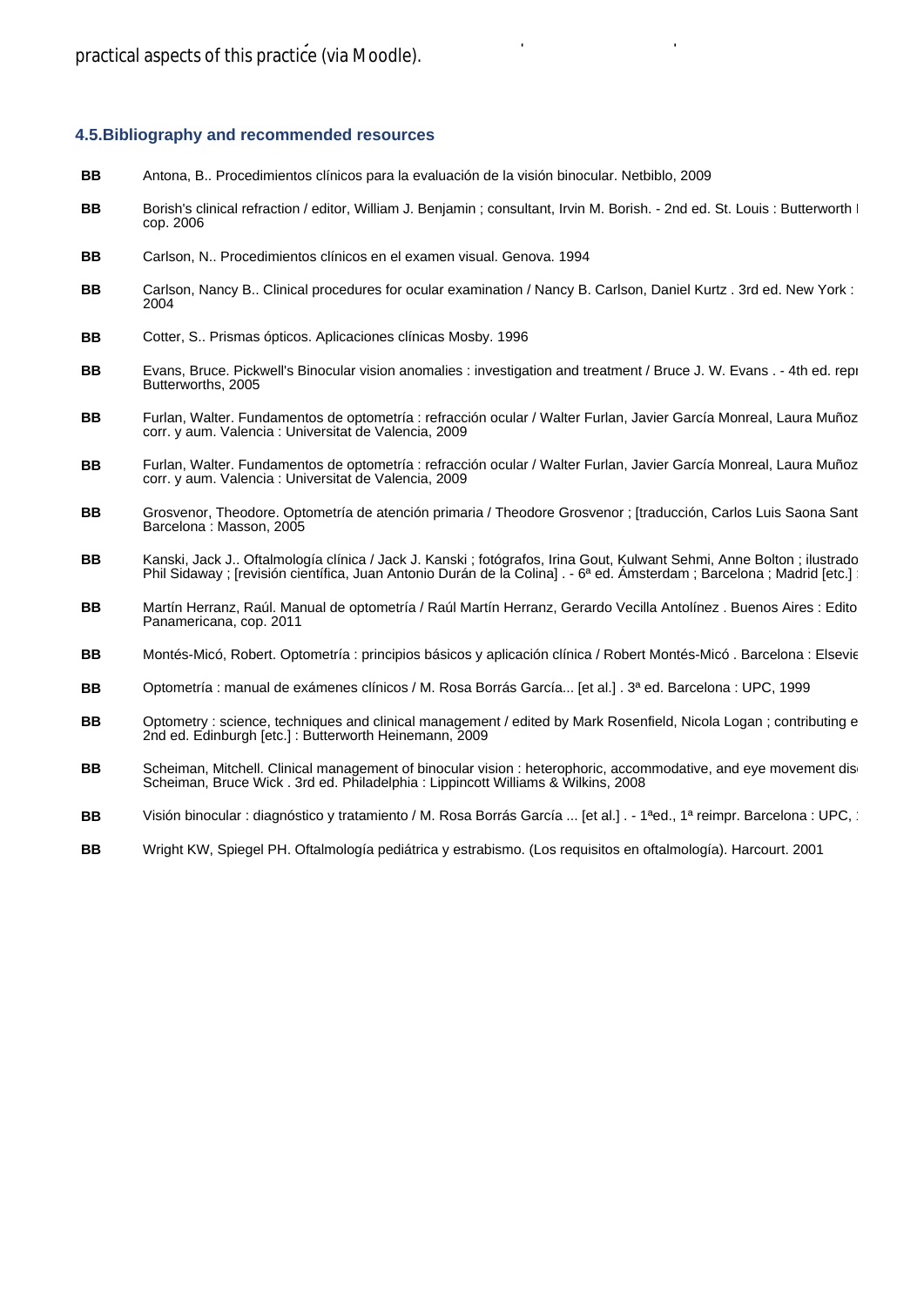practical aspects of this practice (via Moodle).

### 4.5.Bibliography and recommended resources

| | |
|---|---|
| **BB** | Antona, B.. Procedimientos clínicos para la evaluación de la visión binocular. Netbiblo, 2009 |
| **BB** | Borish's clinical refraction / editor, William J. Benjamin ; consultant, Irvin M. Borish. - 2nd ed. St. Louis : Butterworth I cop. 2006 |
| **BB** | Carlson, N.. Procedimientos clínicos en el examen visual. Genova. 1994 |
| **BB** | Carlson, Nancy B.. Clinical procedures for ocular examination / Nancy B. Carlson, Daniel Kurtz . 3rd ed. New York : 2004 |
| **BB** | Cotter, S.. Prismas ópticos. Aplicaciones clínicas Mosby. 1996 |
| **BB** | Evans, Bruce. Pickwell's Binocular vision anomalies : investigation and treatment / Bruce J. W. Evans . - 4th ed. repı Butterworths, 2005 |
| **BB** | Furlan, Walter. Fundamentos de optometría : refracción ocular / Walter Furlan, Javier García Monreal, Laura Muñoz corr. y aum. Valencia : Universitat de Valencia, 2009 |
| **BB** | Furlan, Walter. Fundamentos de optometría : refracción ocular / Walter Furlan, Javier García Monreal, Laura Muñoz corr. y aum. Valencia : Universitat de Valencia, 2009 |
| **BB** | Grosvenor, Theodore. Optometría de atención primaria / Theodore Grosvenor ; [traducción, Carlos Luis Saona Sant Barcelona : Masson, 2005 |
| **BB** | Kanski, Jack J.. Oftalmología clínica / Jack J. Kanski ; fotógrafos, Irina Gout, Kulwant Sehmi, Anne Bolton ; ilustrado Phil Sidaway ; [revisión científica, Juan Antonio Durán de la Colina] . - 6ª ed. Ámsterdam ; Barcelona ; Madrid [etc.] |
| **BB** | Martín Herranz, Raúl. Manual de optometría / Raúl Martín Herranz, Gerardo Vecilla Antolínez . Buenos Aires : Edito Panamericana, cop. 2011 |
| **BB** | Montés-Micó, Robert. Optometría : principios básicos y aplicación clínica / Robert Montés-Micó . Barcelona : Elsevie |
| **BB** | Optometría : manual de exámenes clínicos / M. Rosa Borrás García... [et al.] . 3ª ed. Barcelona : UPC, 1999 |
| **BB** | Optometry : science, techniques and clinical management / edited by Mark Rosenfield, Nicola Logan ; contributing e 2nd ed. Edinburgh [etc.] : Butterworth Heinemann, 2009 |
| **BB** | Scheiman, Mitchell. Clinical management of binocular vision : heterophoric, accommodative, and eye movement dis Scheiman, Bruce Wick . 3rd ed. Philadelphia : Lippincott Williams & Wilkins, 2008 |
| **BB** | Visión binocular : diagnóstico y tratamiento / M. Rosa Borrás García ... [et al.] . - 1ªed., 1ª reimpr. Barcelona : UPC, |
| **BB** | Wright KW, Spiegel PH. Oftalmología pediátrica y estrabismo. (Los requisitos en oftalmología). Harcourt. 2001 |